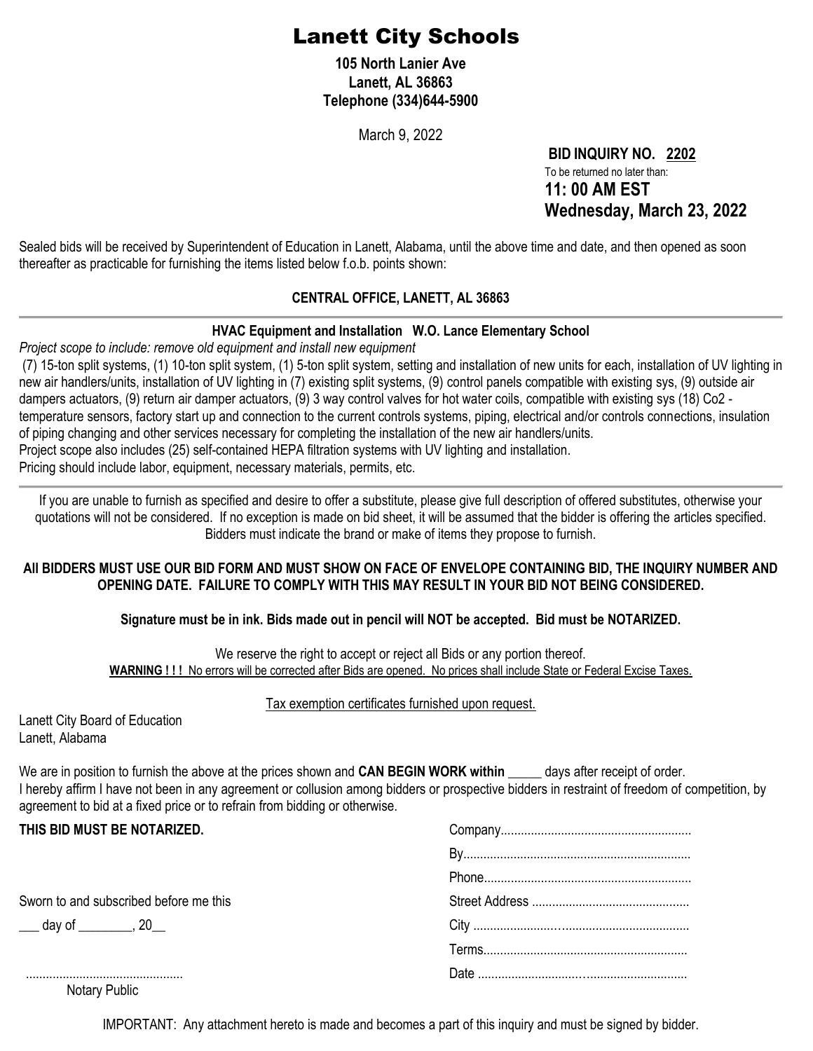# Lanett City Schools

**105 North Lanier Ave**
**Lanett, AL 36863**
**Telephone (334)644-5900**

March 9, 2022

**BID INQUIRY NO. 2202**
To be returned no later than:
**11: 00 AM EST**
**Wednesday, March 23, 2022**

Sealed bids will be received by Superintendent of Education in Lanett, Alabama, until the above time and date, and then opened as soon thereafter as practicable for furnishing the items listed below f.o.b. points shown:

**CENTRAL OFFICE, LANETT, AL 36863**

---

**HVAC Equipment and Installation W.O. Lance Elementary School**

*Project scope to include: remove old equipment and install new equipment*

(7) 15-ton split systems, (1) 10-ton split system, (1) 5-ton split system, setting and installation of new units for each, installation of UV lighting in new air handlers/units, installation of UV lighting in (7) existing split systems, (9) control panels compatible with existing sys, (9) outside air dampers actuators, (9) return air damper actuators, (9) 3 way control valves for hot water coils, compatible with existing sys (18) Co2 - temperature sensors, factory start up and connection to the current controls systems, piping, electrical and/or controls connections, insulation of piping changing and other services necessary for completing the installation of the new air handlers/units.

Project scope also includes (25) self-contained HEPA filtration systems with UV lighting and installation.

Pricing should include labor, equipment, necessary materials, permits, etc.

---

If you are unable to furnish as specified and desire to offer a substitute, please give full description of offered substitutes, otherwise your quotations will not be considered. If no exception is made on bid sheet, it will be assumed that the bidder is offering the articles specified. Bidders must indicate the brand or make of items they propose to furnish.

**All BIDDERS MUST USE OUR BID FORM AND MUST SHOW ON FACE OF ENVELOPE CONTAINING BID, THE INQUIRY NUMBER AND OPENING DATE. FAILURE TO COMPLY WITH THIS MAY RESULT IN YOUR BID NOT BEING CONSIDERED.**

**Signature must be in ink. Bids made out in pencil will NOT be accepted. Bid must be NOTARIZED.**

We reserve the right to accept or reject all Bids or any portion thereof.

**WARNING ! ! !** No errors will be corrected after Bids are opened. No prices shall include State or Federal Excise Taxes.

Tax exemption certificates furnished upon request.

Lanett City Board of Education
Lanett, Alabama

We are in position to furnish the above at the prices shown and **CAN BEGIN WORK within** _____ days after receipt of order.
I hereby affirm I have not been in any agreement or collusion among bidders or prospective bidders in restraint of freedom of competition, by agreement to bid at a fixed price or to refrain from bidding or otherwise.

**THIS BID MUST BE NOTARIZED.**

Company.........................................................
By...................................................................
Phone.............................................................
Street Address ..............................................
City ...............................................................
Terms............................................................
Date ..............................................................

Sworn to and subscribed before me this

___ day of ________, 20__

...............................................
Notary Public

IMPORTANT: Any attachment hereto is made and becomes a part of this inquiry and must be signed by bidder.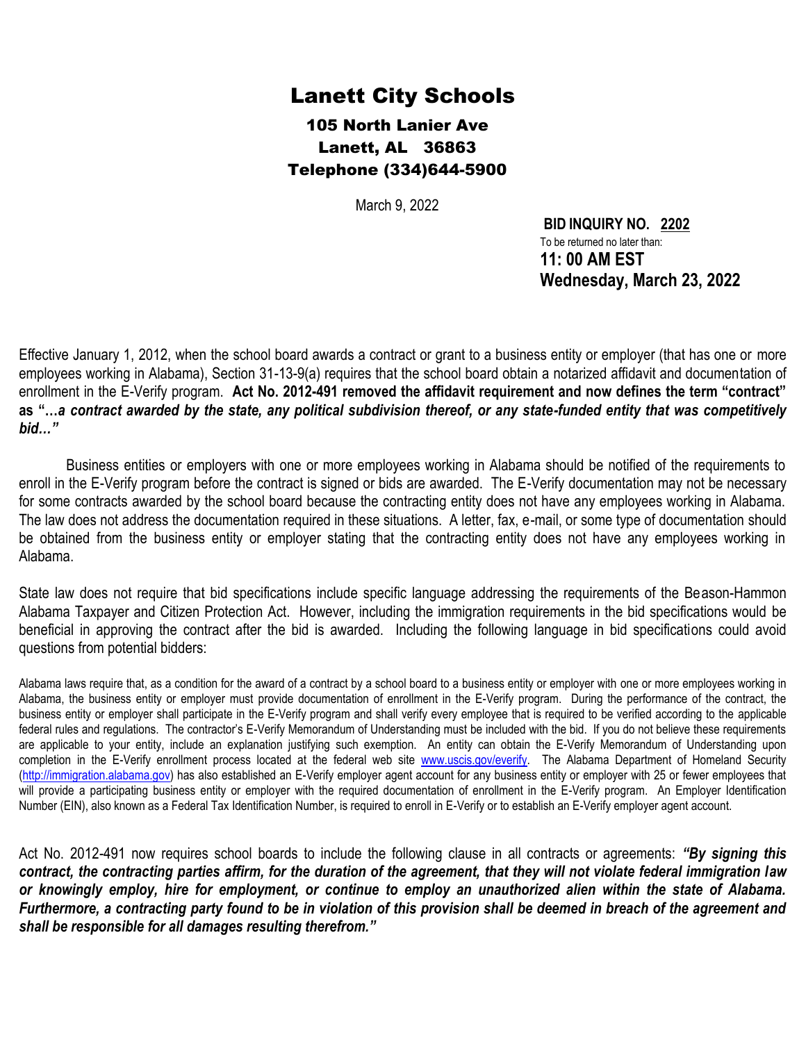# Lanett City Schools

## 105 North Lanier Ave
## Lanett, AL 36863
## Telephone (334)644-5900

March 9, 2022

**BID INQUIRY NO. 2202**
To be returned no later than:
**11: 00 AM EST**
**Wednesday, March 23, 2022**

Effective January 1, 2012, when the school board awards a contract or grant to a business entity or employer (that has one or more employees working in Alabama), Section 31-13-9(a) requires that the school board obtain a notarized affidavit and documentation of enrollment in the E-Verify program. **Act No. 2012-491 removed the affidavit requirement and now defines the term "contract" as "*…a contract awarded by the state, any political subdivision thereof, or any state-funded entity that was competitively bid…"***

Business entities or employers with one or more employees working in Alabama should be notified of the requirements to enroll in the E-Verify program before the contract is signed or bids are awarded. The E-Verify documentation may not be necessary for some contracts awarded by the school board because the contracting entity does not have any employees working in Alabama. The law does not address the documentation required in these situations. A letter, fax, e-mail, or some type of documentation should be obtained from the business entity or employer stating that the contracting entity does not have any employees working in Alabama.

State law does not require that bid specifications include specific language addressing the requirements of the Beason-Hammon Alabama Taxpayer and Citizen Protection Act. However, including the immigration requirements in the bid specifications would be beneficial in approving the contract after the bid is awarded. Including the following language in bid specifications could avoid questions from potential bidders:

Alabama laws require that, as a condition for the award of a contract by a school board to a business entity or employer with one or more employees working in Alabama, the business entity or employer must provide documentation of enrollment in the E-Verify program. During the performance of the contract, the business entity or employer shall participate in the E-Verify program and shall verify every employee that is required to be verified according to the applicable federal rules and regulations. The contractor's E-Verify Memorandum of Understanding must be included with the bid. If you do not believe these requirements are applicable to your entity, include an explanation justifying such exemption. An entity can obtain the E-Verify Memorandum of Understanding upon completion in the E-Verify enrollment process located at the federal web site www.uscis.gov/everify. The Alabama Department of Homeland Security (http://immigration.alabama.gov) has also established an E-Verify employer agent account for any business entity or employer with 25 or fewer employees that will provide a participating business entity or employer with the required documentation of enrollment in the E-Verify program. An Employer Identification Number (EIN), also known as a Federal Tax Identification Number, is required to enroll in E-Verify or to establish an E-Verify employer agent account.

Act No. 2012-491 now requires school boards to include the following clause in all contracts or agreements: ***"By signing this contract, the contracting parties affirm, for the duration of the agreement, that they will not violate federal immigration law or knowingly employ, hire for employment, or continue to employ an unauthorized alien within the state of Alabama. Furthermore, a contracting party found to be in violation of this provision shall be deemed in breach of the agreement and shall be responsible for all damages resulting therefrom."***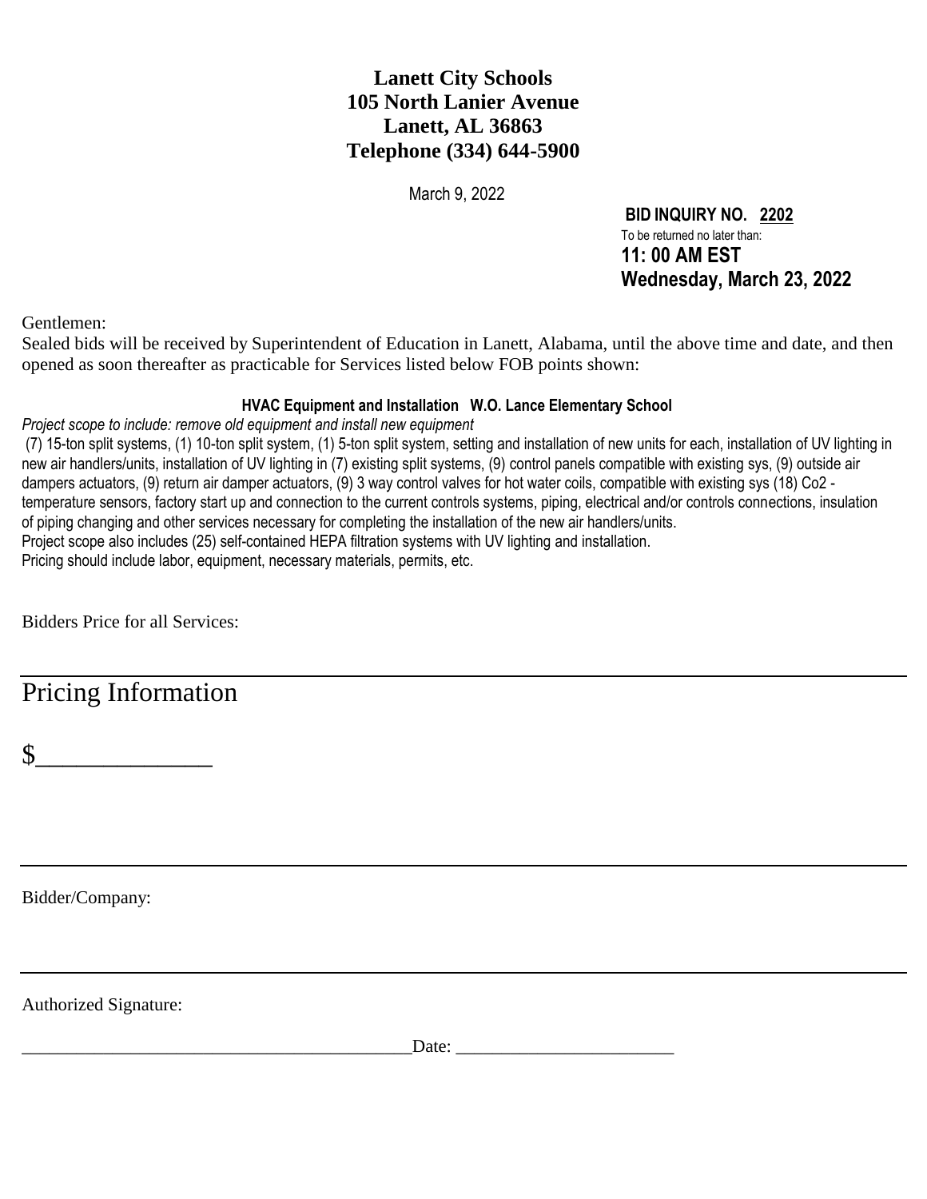**Lanett City Schools**
**105 North Lanier Avenue**
**Lanett, AL 36863**
**Telephone (334) 644-5900**

March 9, 2022

**BID INQUIRY NO. 2202**
To be returned no later than:
**11: 00 AM EST**
**Wednesday, March 23, 2022**

Gentlemen:
Sealed bids will be received by Superintendent of Education in Lanett, Alabama, until the above time and date, and then opened as soon thereafter as practicable for Services listed below FOB points shown:

**HVAC Equipment and Installation W.O. Lance Elementary School**

*Project scope to include: remove old equipment and install new equipment*
(7) 15-ton split systems, (1) 10-ton split system, (1) 5-ton split system, setting and installation of new units for each, installation of UV lighting in new air handlers/units, installation of UV lighting in (7) existing split systems, (9) control panels compatible with existing sys, (9) outside air dampers actuators, (9) return air damper actuators, (9) 3 way control valves for hot water coils, compatible with existing sys (18) Co2 - temperature sensors, factory start up and connection to the current controls systems, piping, electrical and/or controls connections, insulation of piping changing and other services necessary for completing the installation of the new air handlers/units.
Project scope also includes (25) self-contained HEPA filtration systems with UV lighting and installation.
Pricing should include labor, equipment, necessary materials, permits, etc.

Bidders Price for all Services:

# Pricing Information

$_______________

Bidder/Company:

Authorized Signature:

___________________________________________Date: ________________________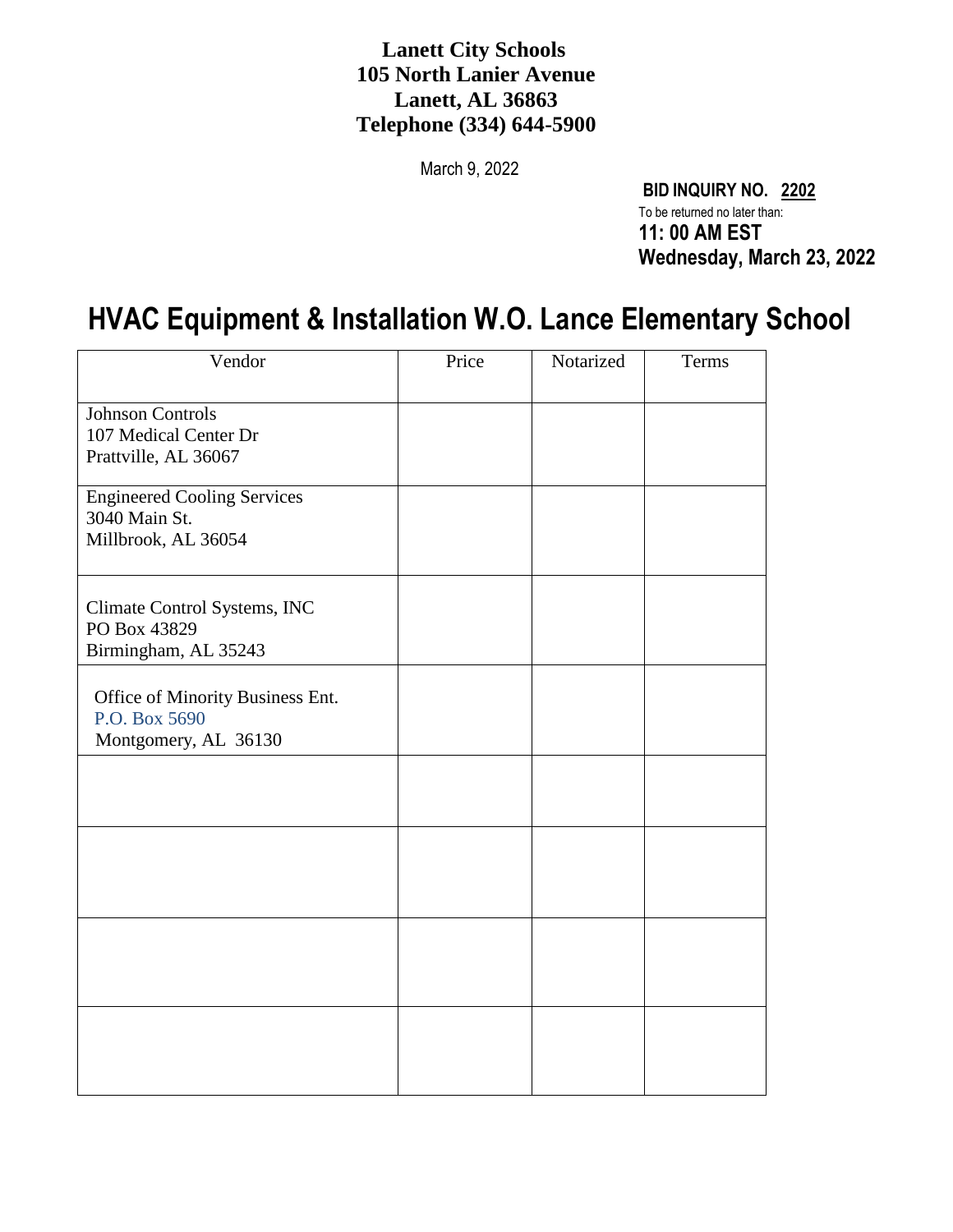**Lanett City Schools**
**105 North Lanier Avenue**
**Lanett, AL 36863**
**Telephone (334) 644-5900**

March 9, 2022

**BID INQUIRY NO. 2202**
To be returned no later than:
**11: 00 AM EST**
**Wednesday, March 23, 2022**

# HVAC Equipment & Installation W.O. Lance Elementary School

| Vendor | Price | Notarized | Terms |
|---|---|---|---|
| Johnson Controls<br>107 Medical Center Dr<br>Prattville, AL 36067 | | | |
| Engineered Cooling Services<br>3040 Main St.<br>Millbrook, AL 36054 | | | |
| Climate Control Systems, INC<br>PO Box 43829<br>Birmingham, AL 35243 | | | |
| Office of Minority Business Ent.<br>P.O. Box 5690<br>Montgomery, AL 36130 | | | |
| | | | |
| | | | |
| | | | |
| | | | |